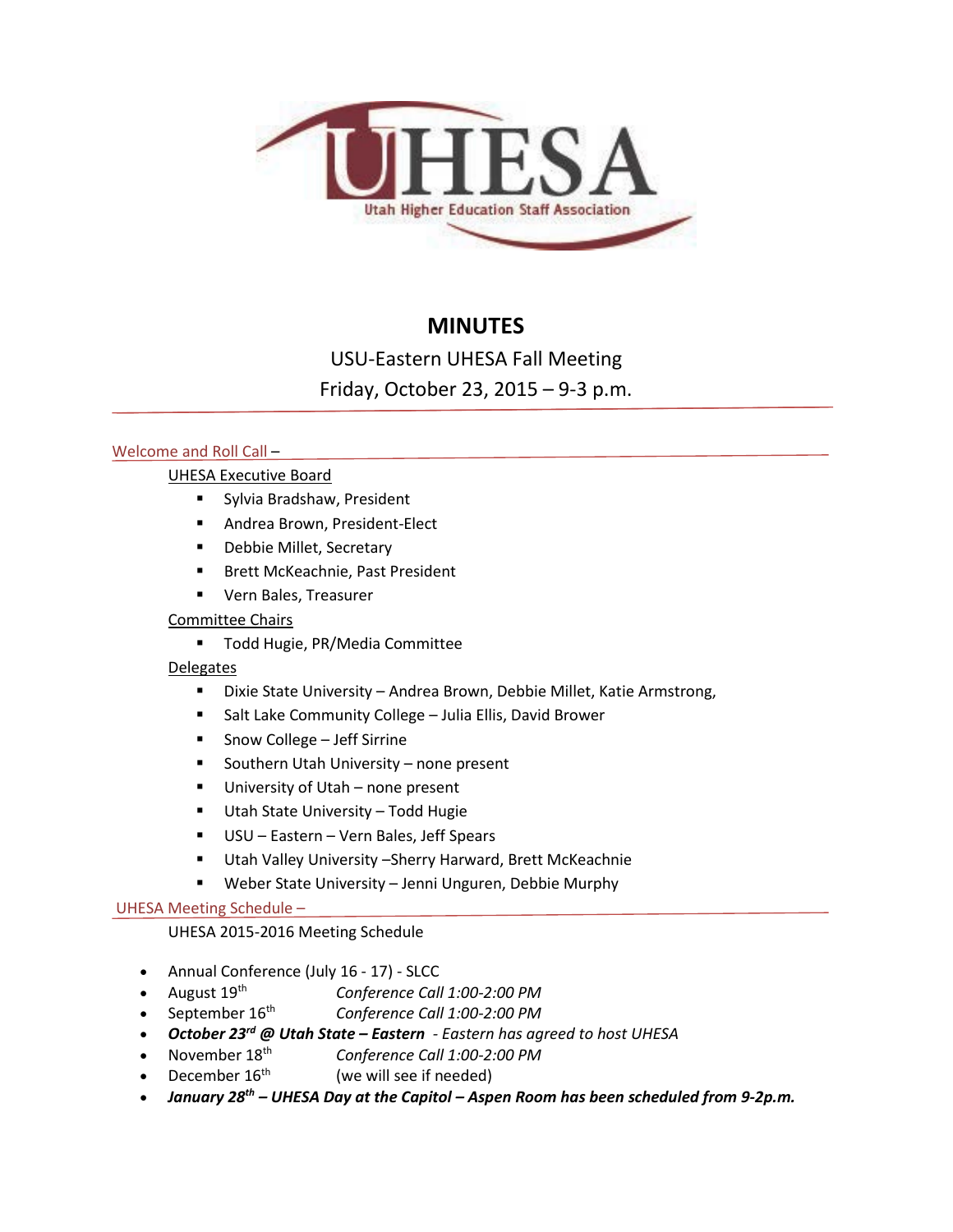UHESA
Utah Higher Education Staff Association

# MINUTES

USU-Eastern UHESA Fall Meeting

Friday, October 23, 2015 – 9-3 p.m.

## Welcome and Roll Call –

UHESA Executive Board

- Sylvia Bradshaw, President
- Andrea Brown, President-Elect
- Debbie Millet, Secretary
- Brett McKeachnie, Past President
- Vern Bales, Treasurer

Committee Chairs

- Todd Hugie, PR/Media Committee

Delegates

- Dixie State University – Andrea Brown, Debbie Millet, Katie Armstrong,
- Salt Lake Community College – Julia Ellis, David Brower
- Snow College – Jeff Sirrine
- Southern Utah University – none present
- University of Utah – none present
- Utah State University – Todd Hugie
- USU – Eastern – Vern Bales, Jeff Spears
- Utah Valley University –Sherry Harward, Brett McKeachnie
- Weber State University – Jenni Unguren, Debbie Murphy

## UHESA Meeting Schedule –

UHESA 2015-2016 Meeting Schedule

- Annual Conference (July 16 - 17) - SLCC
- August 19th *Conference Call 1:00-2:00 PM*
- September 16th *Conference Call 1:00-2:00 PM*
- ***October 23rd @ Utah State – Eastern*** *- Eastern has agreed to host UHESA*
- November 18th *Conference Call 1:00-2:00 PM*
- December 16th (we will see if needed)
- ***January 28th – UHESA Day at the Capitol – Aspen Room has been scheduled from 9-2p.m.***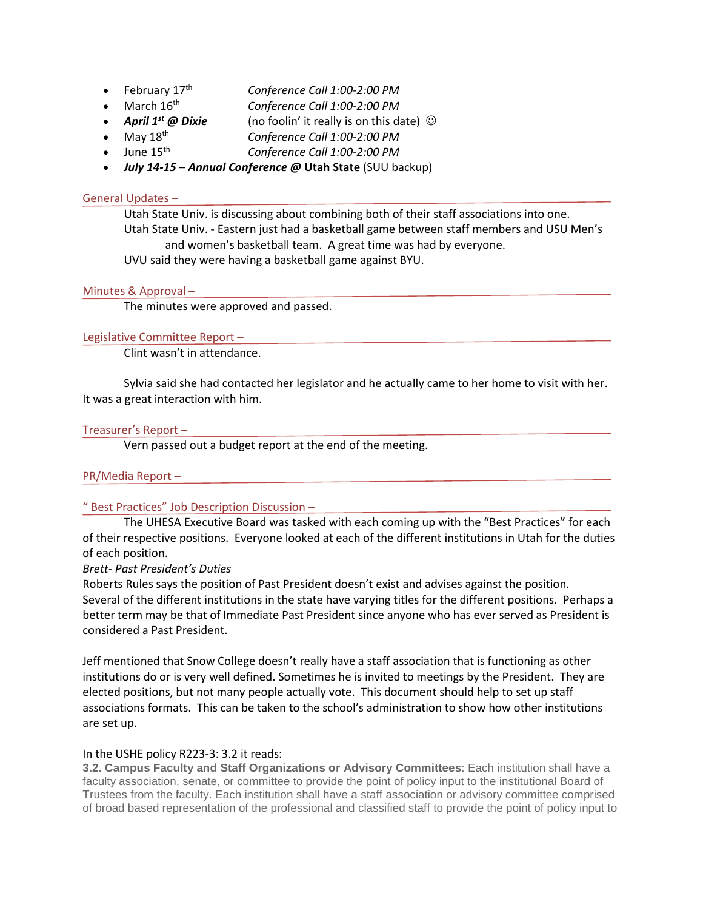- February 17th *Conference Call 1:00-2:00 PM*
- March 16th *Conference Call 1:00-2:00 PM*
- ***April 1st @ Dixie*** (no foolin' it really is on this date) ☺
- May 18th *Conference Call 1:00-2:00 PM*
- June 15th *Conference Call 1:00-2:00 PM*
- ***July 14-15 – Annual Conference @* Utah State** (SUU backup)

### General Updates –

Utah State Univ. is discussing about combining both of their staff associations into one.

Utah State Univ. - Eastern just had a basketball game between staff members and USU Men's and women's basketball team. A great time was had by everyone.

UVU said they were having a basketball game against BYU.

### Minutes & Approval –

The minutes were approved and passed.

### Legislative Committee Report –

Clint wasn't in attendance.

Sylvia said she had contacted her legislator and he actually came to her home to visit with her. It was a great interaction with him.

### Treasurer's Report –

Vern passed out a budget report at the end of the meeting.

### PR/Media Report –

### " Best Practices" Job Description Discussion –

The UHESA Executive Board was tasked with each coming up with the "Best Practices" for each of their respective positions. Everyone looked at each of the different institutions in Utah for the duties of each position.

*Brett- Past President's Duties*

Roberts Rules says the position of Past President doesn't exist and advises against the position. Several of the different institutions in the state have varying titles for the different positions. Perhaps a better term may be that of Immediate Past President since anyone who has ever served as President is considered a Past President.

Jeff mentioned that Snow College doesn't really have a staff association that is functioning as other institutions do or is very well defined. Sometimes he is invited to meetings by the President. They are elected positions, but not many people actually vote. This document should help to set up staff associations formats. This can be taken to the school's administration to show how other institutions are set up.

In the USHE policy R223-3: 3.2 it reads:

**3.2. Campus Faculty and Staff Organizations or Advisory Committees**: Each institution shall have a faculty association, senate, or committee to provide the point of policy input to the institutional Board of Trustees from the faculty. Each institution shall have a staff association or advisory committee comprised of broad based representation of the professional and classified staff to provide the point of policy input to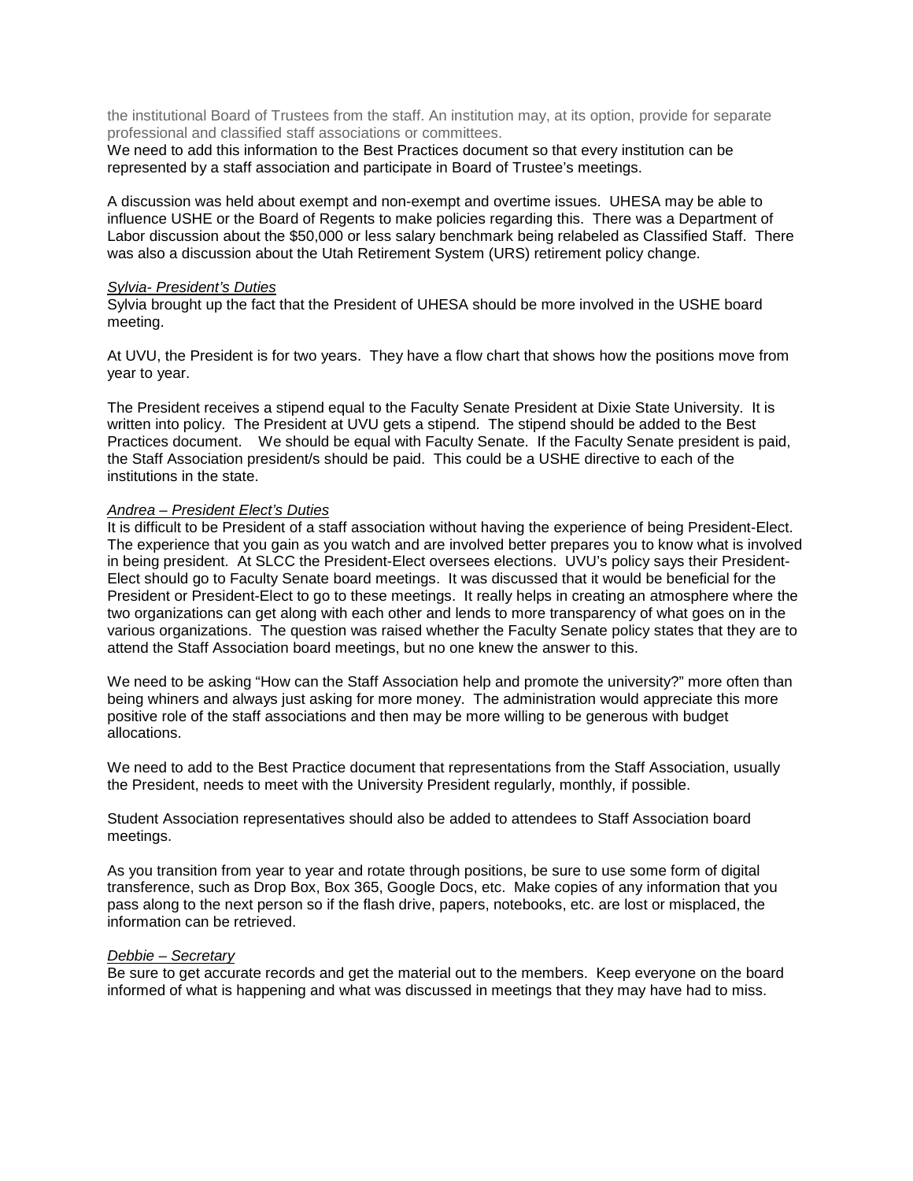the institutional Board of Trustees from the staff. An institution may, at its option, provide for separate professional and classified staff associations or committees.

We need to add this information to the Best Practices document so that every institution can be represented by a staff association and participate in Board of Trustee's meetings.

A discussion was held about exempt and non-exempt and overtime issues. UHESA may be able to influence USHE or the Board of Regents to make policies regarding this. There was a Department of Labor discussion about the $50,000 or less salary benchmark being relabeled as Classified Staff. There was also a discussion about the Utah Retirement System (URS) retirement policy change.

*Sylvia- President's Duties*

Sylvia brought up the fact that the President of UHESA should be more involved in the USHE board meeting.

At UVU, the President is for two years. They have a flow chart that shows how the positions move from year to year.

The President receives a stipend equal to the Faculty Senate President at Dixie State University. It is written into policy. The President at UVU gets a stipend. The stipend should be added to the Best Practices document. We should be equal with Faculty Senate. If the Faculty Senate president is paid, the Staff Association president/s should be paid. This could be a USHE directive to each of the institutions in the state.

*Andrea – President Elect's Duties*

It is difficult to be President of a staff association without having the experience of being President-Elect. The experience that you gain as you watch and are involved better prepares you to know what is involved in being president. At SLCC the President-Elect oversees elections. UVU's policy says their President-Elect should go to Faculty Senate board meetings. It was discussed that it would be beneficial for the President or President-Elect to go to these meetings. It really helps in creating an atmosphere where the two organizations can get along with each other and lends to more transparency of what goes on in the various organizations. The question was raised whether the Faculty Senate policy states that they are to attend the Staff Association board meetings, but no one knew the answer to this.

We need to be asking "How can the Staff Association help and promote the university?" more often than being whiners and always just asking for more money. The administration would appreciate this more positive role of the staff associations and then may be more willing to be generous with budget allocations.

We need to add to the Best Practice document that representations from the Staff Association, usually the President, needs to meet with the University President regularly, monthly, if possible.

Student Association representatives should also be added to attendees to Staff Association board meetings.

As you transition from year to year and rotate through positions, be sure to use some form of digital transference, such as Drop Box, Box 365, Google Docs, etc. Make copies of any information that you pass along to the next person so if the flash drive, papers, notebooks, etc. are lost or misplaced, the information can be retrieved.

*Debbie – Secretary*

Be sure to get accurate records and get the material out to the members. Keep everyone on the board informed of what is happening and what was discussed in meetings that they may have had to miss.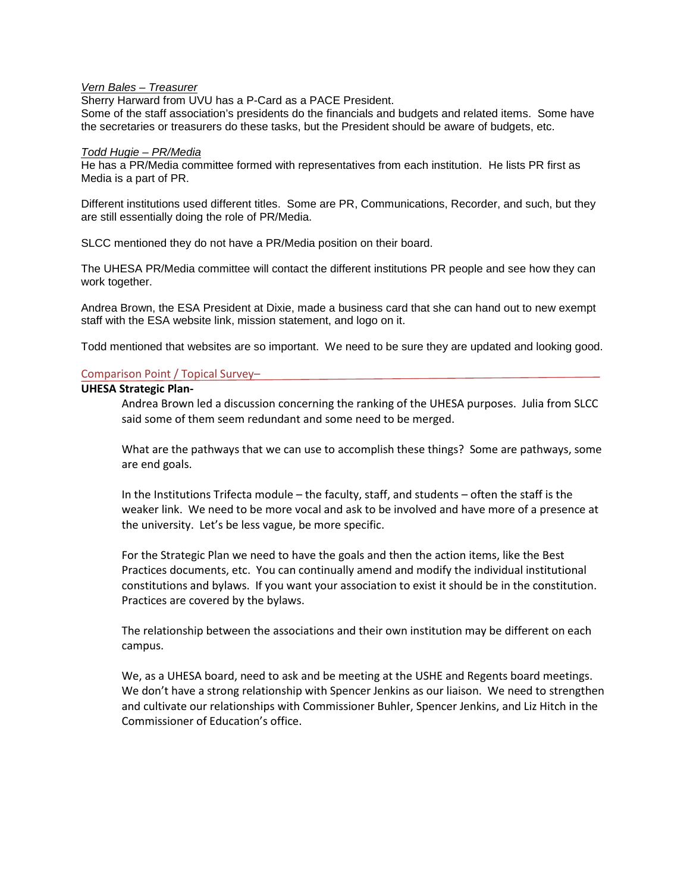*Vern Bales – Treasurer*

Sherry Harward from UVU has a P-Card as a PACE President.

Some of the staff association's presidents do the financials and budgets and related items. Some have the secretaries or treasurers do these tasks, but the President should be aware of budgets, etc.

*Todd Hugie – PR/Media*

He has a PR/Media committee formed with representatives from each institution. He lists PR first as Media is a part of PR.

Different institutions used different titles. Some are PR, Communications, Recorder, and such, but they are still essentially doing the role of PR/Media.

SLCC mentioned they do not have a PR/Media position on their board.

The UHESA PR/Media committee will contact the different institutions PR people and see how they can work together.

Andrea Brown, the ESA President at Dixie, made a business card that she can hand out to new exempt staff with the ESA website link, mission statement, and logo on it.

Todd mentioned that websites are so important. We need to be sure they are updated and looking good.

## Comparison Point / Topical Survey–

**UHESA Strategic Plan-**

Andrea Brown led a discussion concerning the ranking of the UHESA purposes. Julia from SLCC said some of them seem redundant and some need to be merged.

What are the pathways that we can use to accomplish these things? Some are pathways, some are end goals.

In the Institutions Trifecta module – the faculty, staff, and students – often the staff is the weaker link. We need to be more vocal and ask to be involved and have more of a presence at the university. Let's be less vague, be more specific.

For the Strategic Plan we need to have the goals and then the action items, like the Best Practices documents, etc. You can continually amend and modify the individual institutional constitutions and bylaws. If you want your association to exist it should be in the constitution. Practices are covered by the bylaws.

The relationship between the associations and their own institution may be different on each campus.

We, as a UHESA board, need to ask and be meeting at the USHE and Regents board meetings. We don't have a strong relationship with Spencer Jenkins as our liaison. We need to strengthen and cultivate our relationships with Commissioner Buhler, Spencer Jenkins, and Liz Hitch in the Commissioner of Education's office.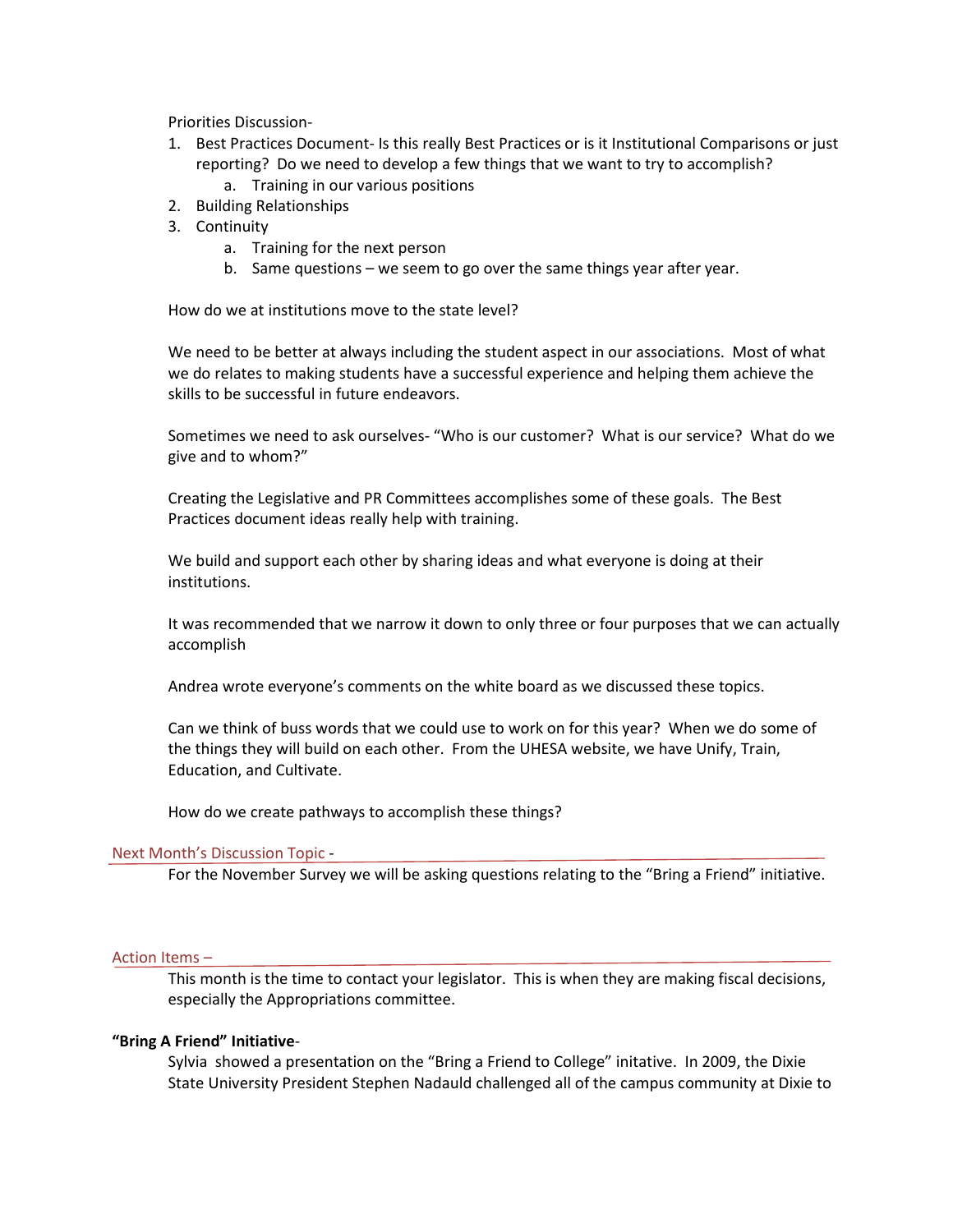Priorities Discussion-

1. Best Practices Document- Is this really Best Practices or is it Institutional Comparisons or just reporting? Do we need to develop a few things that we want to try to accomplish?
    a. Training in our various positions
2. Building Relationships
3. Continuity
    a. Training for the next person
    b. Same questions – we seem to go over the same things year after year.

How do we at institutions move to the state level?

We need to be better at always including the student aspect in our associations. Most of what we do relates to making students have a successful experience and helping them achieve the skills to be successful in future endeavors.

Sometimes we need to ask ourselves- "Who is our customer? What is our service? What do we give and to whom?"

Creating the Legislative and PR Committees accomplishes some of these goals. The Best Practices document ideas really help with training.

We build and support each other by sharing ideas and what everyone is doing at their institutions.

It was recommended that we narrow it down to only three or four purposes that we can actually accomplish

Andrea wrote everyone's comments on the white board as we discussed these topics.

Can we think of buss words that we could use to work on for this year? When we do some of the things they will build on each other. From the UHESA website, we have Unify, Train, Education, and Cultivate.

How do we create pathways to accomplish these things?

## Next Month's Discussion Topic -

For the November Survey we will be asking questions relating to the "Bring a Friend" initiative.

## Action Items –

This month is the time to contact your legislator. This is when they are making fiscal decisions, especially the Appropriations committee.

**"Bring A Friend" Initiative**-

Sylvia showed a presentation on the "Bring a Friend to College" initative. In 2009, the Dixie State University President Stephen Nadauld challenged all of the campus community at Dixie to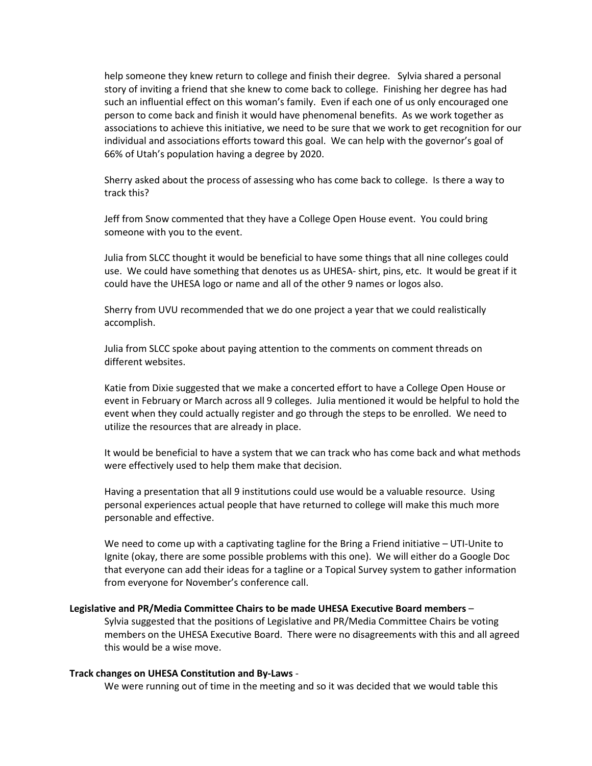help someone they knew return to college and finish their degree. Sylvia shared a personal story of inviting a friend that she knew to come back to college. Finishing her degree has had such an influential effect on this woman's family. Even if each one of us only encouraged one person to come back and finish it would have phenomenal benefits. As we work together as associations to achieve this initiative, we need to be sure that we work to get recognition for our individual and associations efforts toward this goal. We can help with the governor's goal of 66% of Utah's population having a degree by 2020.

Sherry asked about the process of assessing who has come back to college. Is there a way to track this?

Jeff from Snow commented that they have a College Open House event. You could bring someone with you to the event.

Julia from SLCC thought it would be beneficial to have some things that all nine colleges could use. We could have something that denotes us as UHESA- shirt, pins, etc. It would be great if it could have the UHESA logo or name and all of the other 9 names or logos also.

Sherry from UVU recommended that we do one project a year that we could realistically accomplish.

Julia from SLCC spoke about paying attention to the comments on comment threads on different websites.

Katie from Dixie suggested that we make a concerted effort to have a College Open House or event in February or March across all 9 colleges. Julia mentioned it would be helpful to hold the event when they could actually register and go through the steps to be enrolled. We need to utilize the resources that are already in place.

It would be beneficial to have a system that we can track who has come back and what methods were effectively used to help them make that decision.

Having a presentation that all 9 institutions could use would be a valuable resource. Using personal experiences actual people that have returned to college will make this much more personable and effective.

We need to come up with a captivating tagline for the Bring a Friend initiative – UTI-Unite to Ignite (okay, there are some possible problems with this one). We will either do a Google Doc that everyone can add their ideas for a tagline or a Topical Survey system to gather information from everyone for November's conference call.

**Legislative and PR/Media Committee Chairs to be made UHESA Executive Board members** –

Sylvia suggested that the positions of Legislative and PR/Media Committee Chairs be voting members on the UHESA Executive Board. There were no disagreements with this and all agreed this would be a wise move.

**Track changes on UHESA Constitution and By-Laws** -

We were running out of time in the meeting and so it was decided that we would table this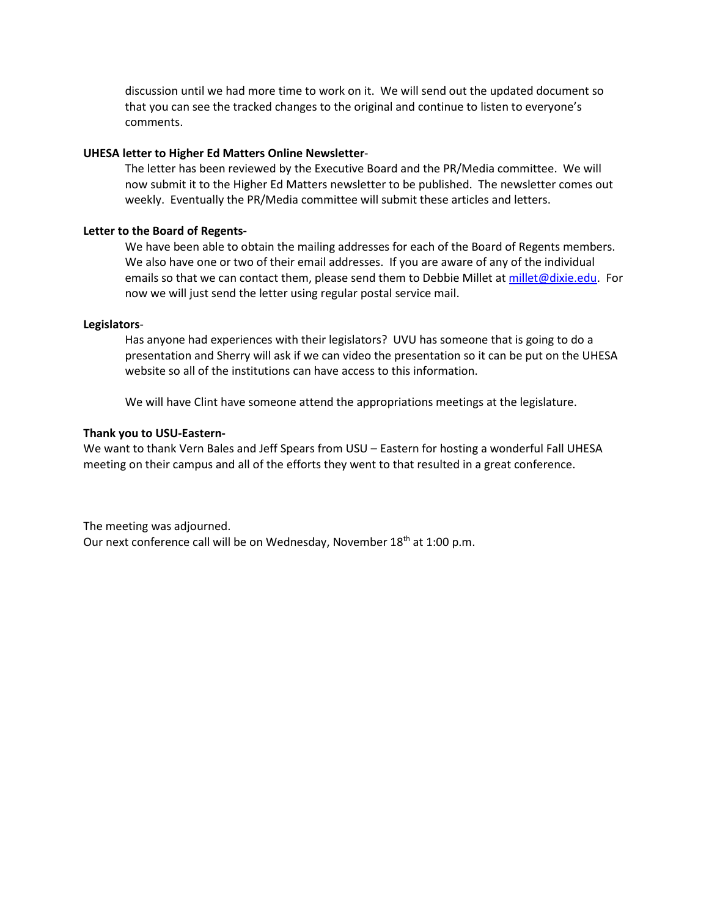discussion until we had more time to work on it. We will send out the updated document so that you can see the tracked changes to the original and continue to listen to everyone's comments.

**UHESA letter to Higher Ed Matters Online Newsletter**-

The letter has been reviewed by the Executive Board and the PR/Media committee. We will now submit it to the Higher Ed Matters newsletter to be published. The newsletter comes out weekly. Eventually the PR/Media committee will submit these articles and letters.

**Letter to the Board of Regents-**

We have been able to obtain the mailing addresses for each of the Board of Regents members. We also have one or two of their email addresses. If you are aware of any of the individual emails so that we can contact them, please send them to Debbie Millet at millet@dixie.edu. For now we will just send the letter using regular postal service mail.

**Legislators**-

Has anyone had experiences with their legislators? UVU has someone that is going to do a presentation and Sherry will ask if we can video the presentation so it can be put on the UHESA website so all of the institutions can have access to this information.

We will have Clint have someone attend the appropriations meetings at the legislature.

**Thank you to USU-Eastern-**

We want to thank Vern Bales and Jeff Spears from USU – Eastern for hosting a wonderful Fall UHESA meeting on their campus and all of the efforts they went to that resulted in a great conference.

The meeting was adjourned.
Our next conference call will be on Wednesday, November 18th at 1:00 p.m.